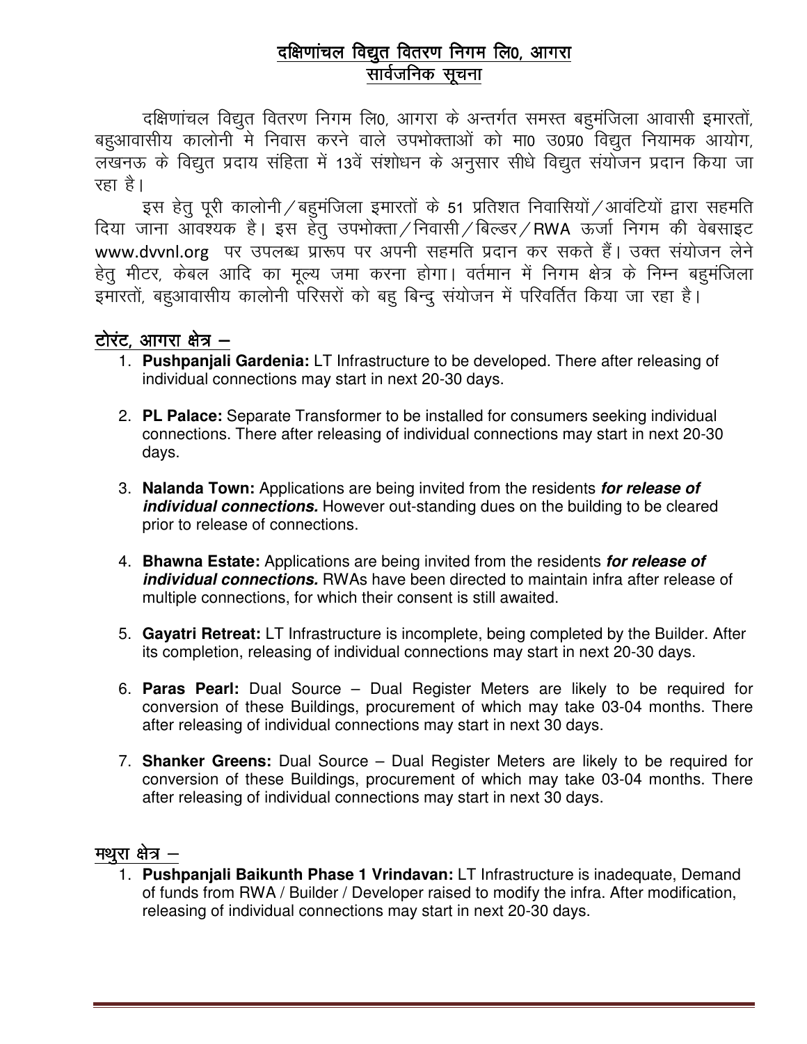# दक्षिणांचल विद्युत वितरण निगम लि0, आगरा
## सार्वजनिक सूचना

दक्षिणांचल विद्युत वितरण निगम लि0, आगरा के अन्तर्गत समस्त बहुमंजिला आवासी इमारतों, बहुआवासीय कालोनी मे निवास करने वाले उपभोक्ताओं को मा0 उ0प्र0 विद्युत नियामक आयोग, लखनऊ के विद्युत प्रदाय संहिता में 13वें संशोधन के अनुसार सीधे विद्युत संयोजन प्रदान किया जा रहा है।

इस हेतु पूरी कालोनी / बहुमंजिला इमारतों के 51 प्रतिशत निवासियों / आवंटियों द्वारा सहमति दिया जाना आवश्यक है। इस हेतु उपभोक्ता / निवासी / बिल्डर / RWA ऊर्जा निगम की वेबसाइट www.dvvnl.org पर उपलब्ध प्रारूप पर अपनी सहमति प्रदान कर सकते हैं। उक्त संयोजन लेने हेतु मीटर, केबल आदि का मूल्य जमा करना होगा। वर्तमान में निगम क्षेत्र के निम्न बहुमंजिला इमारतों, बहुआवासीय कालोनी परिसरों को बहु बिन्दु संयोजन में परिवर्तित किया जा रहा है।

## टोरंट, आगरा क्षेत्र –

1. **Pushpanjali Gardenia:** LT Infrastructure to be developed. There after releasing of individual connections may start in next 20-30 days.

2. **PL Palace:** Separate Transformer to be installed for consumers seeking individual connections. There after releasing of individual connections may start in next 20-30 days.

3. **Nalanda Town:** Applications are being invited from the residents ***for release of individual connections.*** However out-standing dues on the building to be cleared prior to release of connections.

4. **Bhawna Estate:** Applications are being invited from the residents ***for release of individual connections.*** RWAs have been directed to maintain infra after release of multiple connections, for which their consent is still awaited.

5. **Gayatri Retreat:** LT Infrastructure is incomplete, being completed by the Builder. After its completion, releasing of individual connections may start in next 20-30 days.

6. **Paras Pearl:** Dual Source – Dual Register Meters are likely to be required for conversion of these Buildings, procurement of which may take 03-04 months. There after releasing of individual connections may start in next 30 days.

7. **Shanker Greens:** Dual Source – Dual Register Meters are likely to be required for conversion of these Buildings, procurement of which may take 03-04 months. There after releasing of individual connections may start in next 30 days.

## मथुरा क्षेत्र –

1. **Pushpanjali Baikunth Phase 1 Vrindavan:** LT Infrastructure is inadequate, Demand of funds from RWA / Builder / Developer raised to modify the infra. After modification, releasing of individual connections may start in next 20-30 days.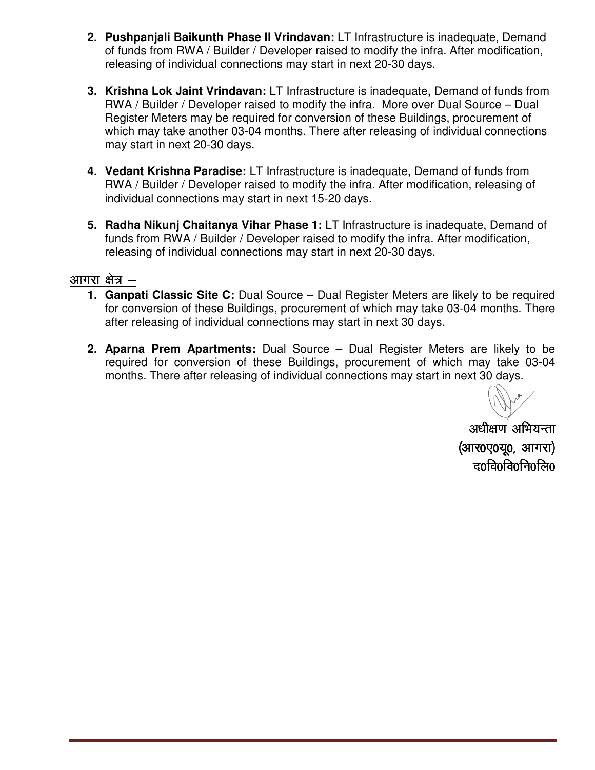2. **Pushpanjali Baikunth Phase II Vrindavan:** LT Infrastructure is inadequate, Demand of funds from RWA / Builder / Developer raised to modify the infra. After modification, releasing of individual connections may start in next 20-30 days.

3. **Krishna Lok Jaint Vrindavan:** LT Infrastructure is inadequate, Demand of funds from RWA / Builder / Developer raised to modify the infra. More over Dual Source – Dual Register Meters may be required for conversion of these Buildings, procurement of which may take another 03-04 months. There after releasing of individual connections may start in next 20-30 days.

4. **Vedant Krishna Paradise:** LT Infrastructure is inadequate, Demand of funds from RWA / Builder / Developer raised to modify the infra. After modification, releasing of individual connections may start in next 15-20 days.

5. **Radha Nikunj Chaitanya Vihar Phase 1:** LT Infrastructure is inadequate, Demand of funds from RWA / Builder / Developer raised to modify the infra. After modification, releasing of individual connections may start in next 20-30 days.

<u>आगरा क्षेत्र –</u>

1. **Ganpati Classic Site C:** Dual Source – Dual Register Meters are likely to be required for conversion of these Buildings, procurement of which may take 03-04 months. There after releasing of individual connections may start in next 30 days.

2. **Aparna Prem Apartments:** Dual Source – Dual Register Meters are likely to be required for conversion of these Buildings, procurement of which may take 03-04 months. There after releasing of individual connections may start in next 30 days.

अधीक्षण अभियन्ता
(आर0ए0यू0, आगरा)
द0वि0वि0नि0लि0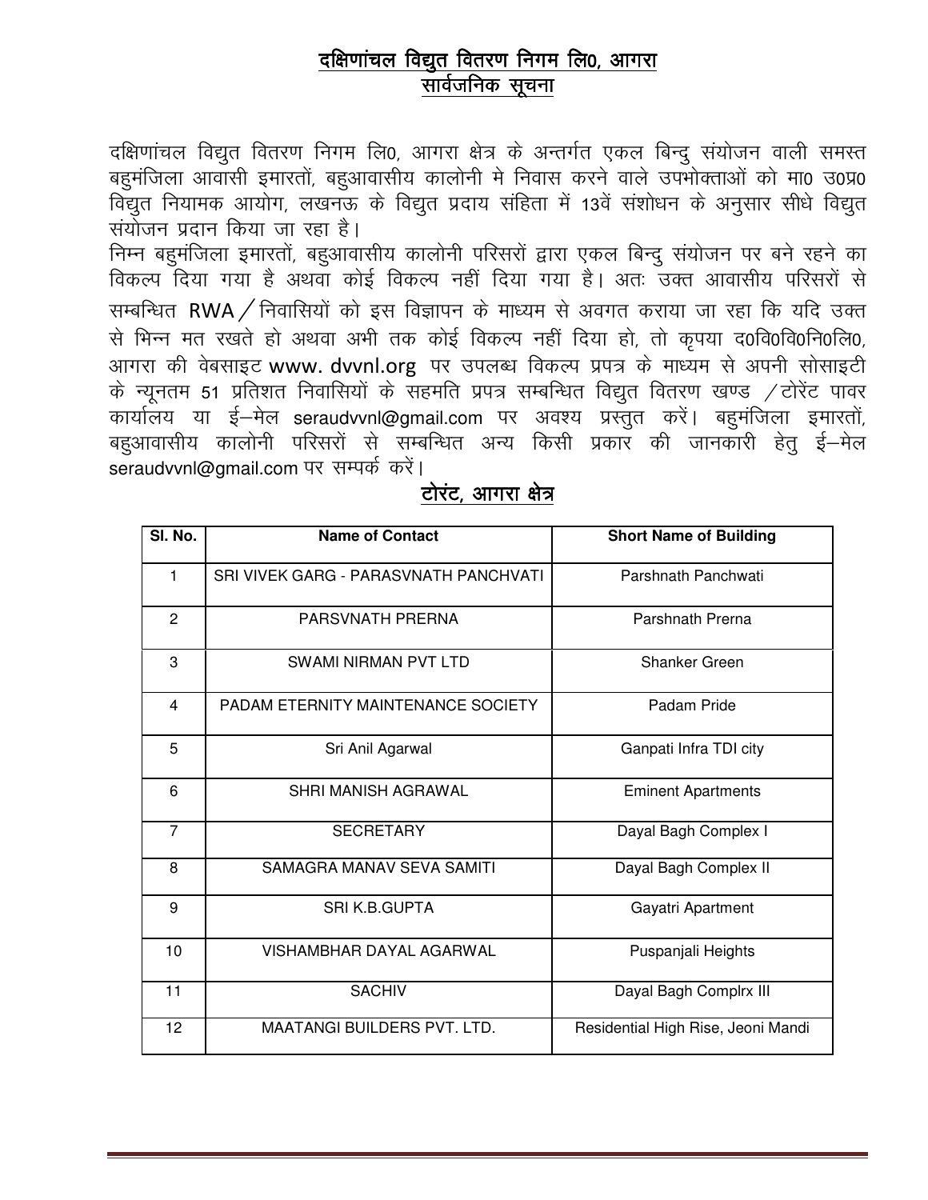## दक्षिणांचल विद्युत वितरण निगम लि0, आगरा
## सार्वजनिक सूचना

दक्षिणांचल विद्युत वितरण निगम लि0, आगरा क्षेत्र के अन्तर्गत एकल बिन्दु संयोजन वाली समस्त बहुमंजिला आवासी इमारतों, बहुआवासीय कालोनी मे निवास करने वाले उपभोक्ताओं को मा0 उ0प्र0 विद्युत नियामक आयोग, लखनऊ के विद्युत प्रदाय संहिता में 13वें संशोधन के अनुसार सीधे विद्युत संयोजन प्रदान किया जा रहा है।

निम्न बहुमंजिला इमारतों, बहुआवासीय कालोनी परिसरों द्वारा एकल बिन्दु संयोजन पर बने रहने का विकल्प दिया गया है अथवा कोई विकल्प नहीं दिया गया है। अतः उक्त आवासीय परिसरों से सम्बन्धित RWA / निवासियों को इस विज्ञापन के माध्यम से अवगत कराया जा रहा कि यदि उक्त से भिन्न मत रखते हो अथवा अभी तक कोई विकल्प नहीं दिया हो, तो कृपया द0वि0वि0नि0लि0, आगरा की वेबसाइट www. dvvnl.org पर उपलब्ध विकल्प प्रपत्र के माध्यम से अपनी सोसाइटी के न्यूनतम 51 प्रतिशत निवासियों के सहमति प्रपत्र सम्बन्धित विद्युत वितरण खण्ड / टोरेंट पावर कार्यालय या ई–मेल seraudvvnl@gmail.com पर अवश्य प्रस्तुत करें। बहुमंजिला इमारतों, बहुआवासीय कालोनी परिसरों से सम्बन्धित अन्य किसी प्रकार की जानकारी हेतु ई–मेल seraudvvnl@gmail.com पर सम्पर्क करें।

## टोरंट, आगरा क्षेत्र

| Sl. No. | Name of Contact | Short Name of Building |
|---|---|---|
| 1 | SRI VIVEK GARG - PARASVNATH PANCHVATI | Parshnath Panchwati |
| 2 | PARSVNATH PRERNA | Parshnath Prerna |
| 3 | SWAMI NIRMAN PVT LTD | Shanker Green |
| 4 | PADAM ETERNITY MAINTENANCE SOCIETY | Padam Pride |
| 5 | Sri Anil Agarwal | Ganpati Infra TDI city |
| 6 | SHRI MANISH AGRAWAL | Eminent Apartments |
| 7 | SECRETARY | Dayal Bagh Complex I |
| 8 | SAMAGRA MANAV SEVA SAMITI | Dayal Bagh Complex II |
| 9 | SRI K.B.GUPTA | Gayatri Apartment |
| 10 | VISHAMBHAR DAYAL AGARWAL | Puspanjali Heights |
| 11 | SACHIV | Dayal Bagh Complrx III |
| 12 | MAATANGI BUILDERS PVT. LTD. | Residential High Rise, Jeoni Mandi |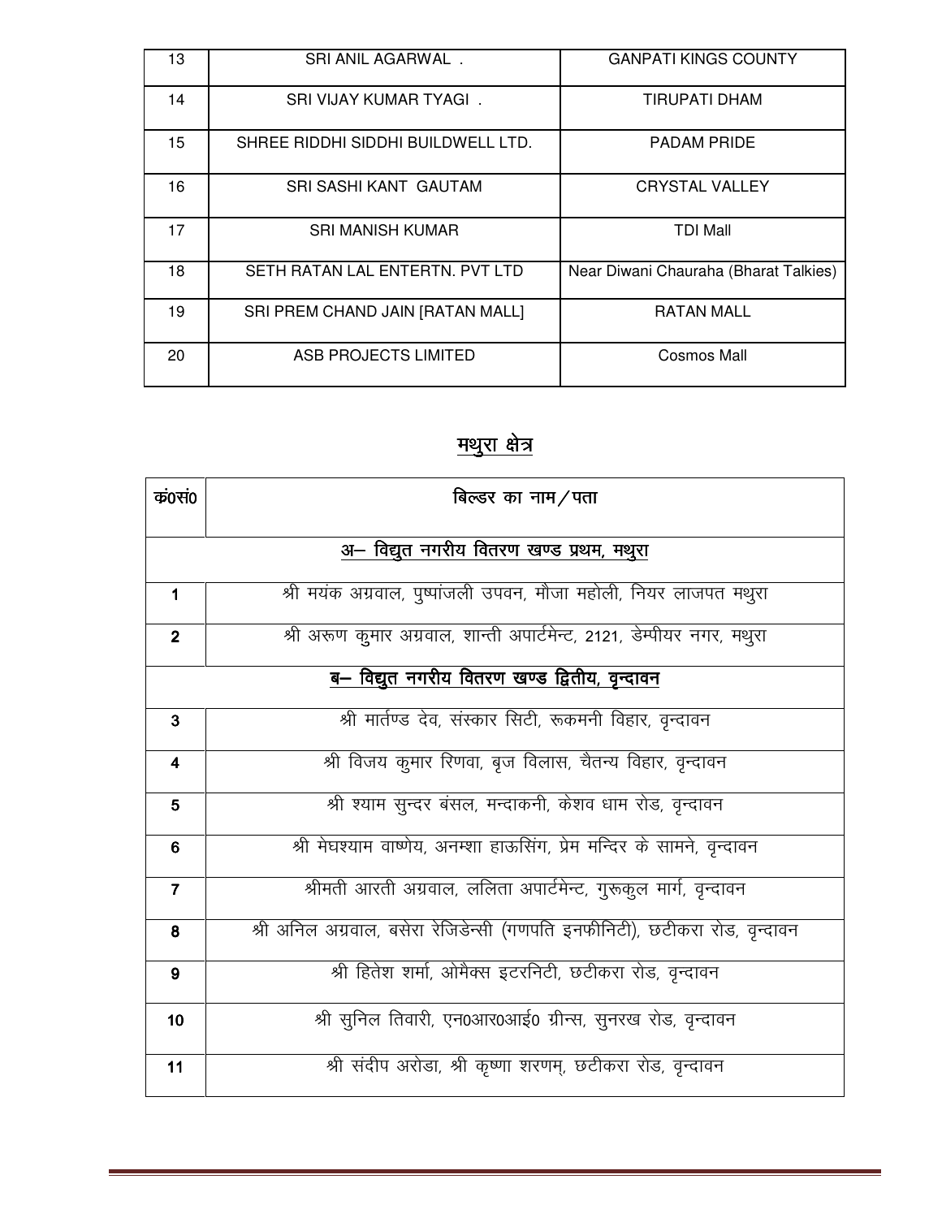| 13 | SRI ANIL AGARWAL . | GANPATI KINGS COUNTY |
|---|---|---|
| 14 | SRI VIJAY KUMAR TYAGI . | TIRUPATI DHAM |
| 15 | SHREE RIDDHI SIDDHI BUILDWELL LTD. | PADAM PRIDE |
| 16 | SRI SASHI KANT GAUTAM | CRYSTAL VALLEY |
| 17 | SRI MANISH KUMAR | TDI Mall |
| 18 | SETH RATAN LAL ENTERTN. PVT LTD | Near Diwani Chauraha (Bharat Talkies) |
| 19 | SRI PREM CHAND JAIN [RATAN MALL] | RATAN MALL |
| 20 | ASB PROJECTS LIMITED | Cosmos Mall |

## मथुरा क्षेत्र

| क0सं0 | बिल्डर का नाम/पता |
|---|---|
| | **अ– विद्युत नगरीय वितरण खण्ड प्रथम, मथुरा** |
| **1** | श्री मयंक अग्रवाल, पुष्पांजली उपवन, मौजा महोली, नियर लाजपत मथुरा |
| **2** | श्री अरूण कुमार अग्रवाल, शान्ती अपार्टमेन्ट, 2121, डेम्पीयर नगर, मथुरा |
| | **ब– विद्युत नगरीय वितरण खण्ड द्वितीय, वृन्दावन** |
| **3** | श्री मार्तण्ड देव, संस्कार सिटी, रूकमनी विहार, वृन्दावन |
| **4** | श्री विजय कुमार रिणवा, बृज विलास, चैतन्य विहार, वृन्दावन |
| **5** | श्री श्याम सुन्दर बंसल, मन्दाकनी, केशव धाम रोड, वृन्दावन |
| **6** | श्री मेघश्याम वाष्णेय, अनम्शा हाऊसिंग, प्रेम मन्दिर के सामने, वृन्दावन |
| **7** | श्रीमती आरती अग्रवाल, ललिता अपार्टमेन्ट, गुरूकुल मार्ग, वृन्दावन |
| **8** | श्री अनिल अग्रवाल, बसेरा रेजिडेन्सी (गणपति इनफीनिटी), छटीकरा रोड, वृन्दावन |
| **9** | श्री हितेश शर्मा, ओमैक्स इटरनिटी, छटीकरा रोड, वृन्दावन |
| **10** | श्री सुनिल तिवारी, एन0आर0आई0 ग्रीन्स, सुनरख रोड, वृन्दावन |
| **11** | श्री संदीप अरोडा, श्री कृष्णा शरणम्, छटीकरा रोड, वृन्दावन |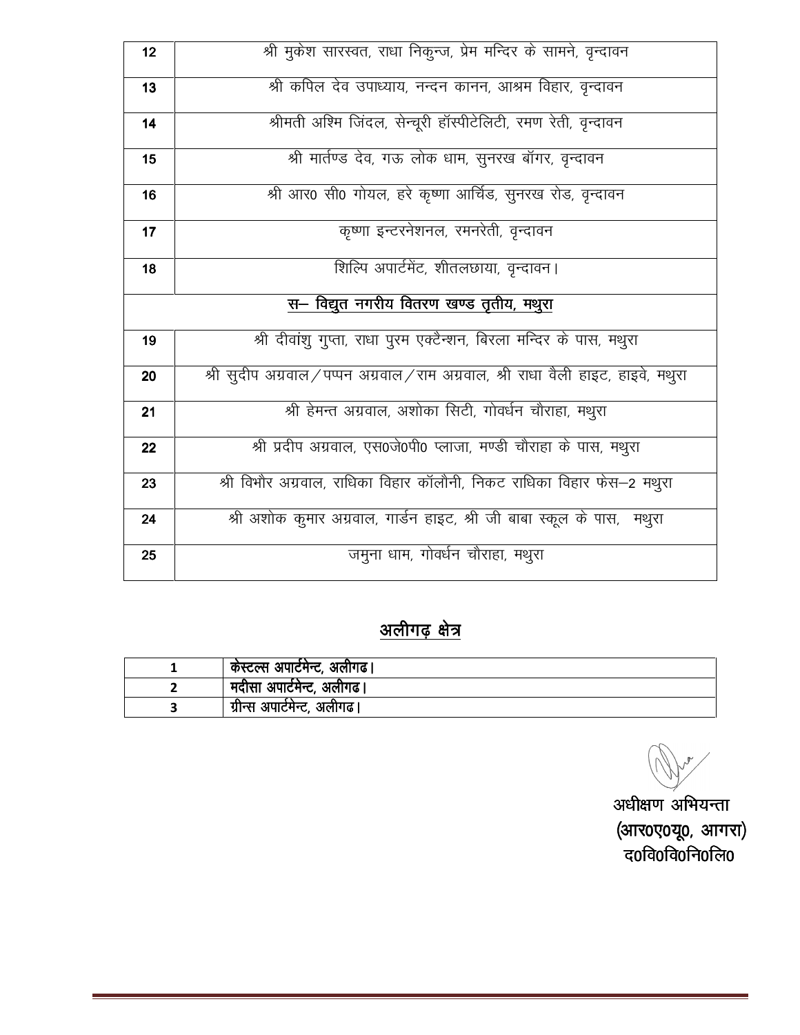| | |
|---|---|
| 12 | श्री मुकेश सारस्वत, राधा निकुन्ज, प्रेम मन्दिर के सामने, वृन्दावन |
| 13 | श्री कपिल देव उपाध्याय, नन्दन कानन, आश्रम विहार, वृन्दावन |
| 14 | श्रीमती अश्मि जिंदल, सेन्चूरी हॉस्पीटेलिटी, रमण रेती, वृन्दावन |
| 15 | श्री मार्तण्ड देव, गऊ लोक धाम, सुनरख बॉगर, वृन्दावन |
| 16 | श्री आर0 सी0 गोयल, हरे कृष्णा आर्चिड, सुनरख रोड, वृन्दावन |
| 17 | कृष्णा इन्टरनेशनल, रमनरेती, वृन्दावन |
| 18 | शिल्पि अपार्टमेंट, शीतलछाया, वृन्दावन। |
| | **स– विद्युत नगरीय वितरण खण्ड तृतीय, मथुरा** |
| 19 | श्री दीवांशु गुप्ता, राधा पुरम एक्टैन्शन, बिरला मन्दिर के पास, मथुरा |
| 20 | श्री सुदीप अग्रवाल/पप्पन अग्रवाल/राम अग्रवाल, श्री राधा वैली हाइट, हाइवे, मथुरा |
| 21 | श्री हेमन्त अग्रवाल, अशोका सिटी, गोवर्धन चौराहा, मथुरा |
| 22 | श्री प्रदीप अग्रवाल, एस0जे0पी0 प्लाजा, मण्डी चौराहा के पास, मथुरा |
| 23 | श्री विभौर अग्रवाल, राधिका विहार कॉलौनी, निकट राधिका विहार फेस–2 मथुरा |
| 24 | श्री अशोक कुमार अग्रवाल, गार्डन हाइट, श्री जी बाबा स्कूल के पास, मथुरा |
| 25 | जमुना धाम, गोवर्धन चौराहा, मथुरा |

## अलीगढ़ क्षेत्र

| | |
|---|---|
| 1 | केस्टल्स अपार्टमेन्ट, अलीगढ। |
| 2 | मदीसा अपार्टमेन्ट, अलीगढ। |
| 3 | ग्रीन्स अपार्टमेन्ट, अलीगढ। |

अधीक्षण अभियन्ता
(आर0ए0यू0, आगरा)
द0वि0वि0नि0लि0